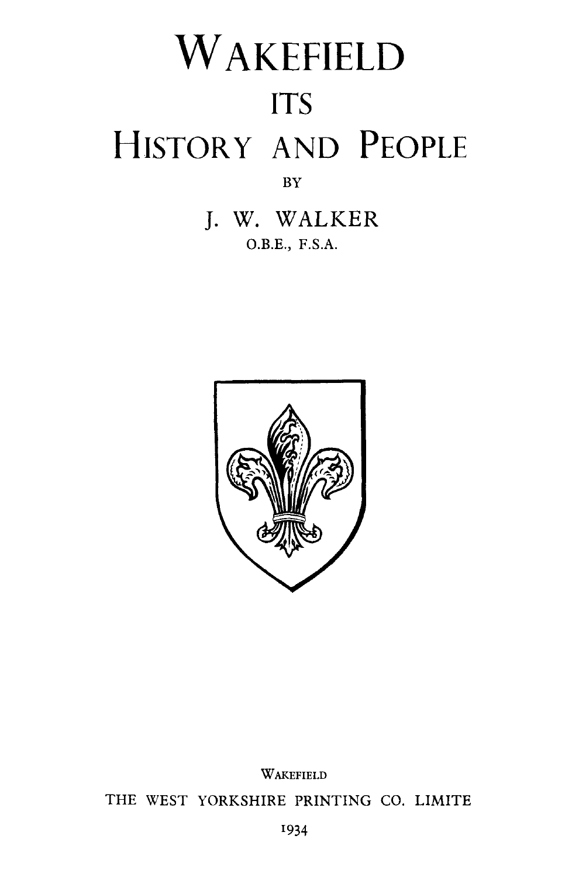# WAKEFIELD

## ITS

# HISTORY AND PEOPLE

BY

J. W. WALKER

O.B.E., F.S.A.

WAKEFIELD

THE WEST YORKSHIRE PRINTING CO. LIMITE

1934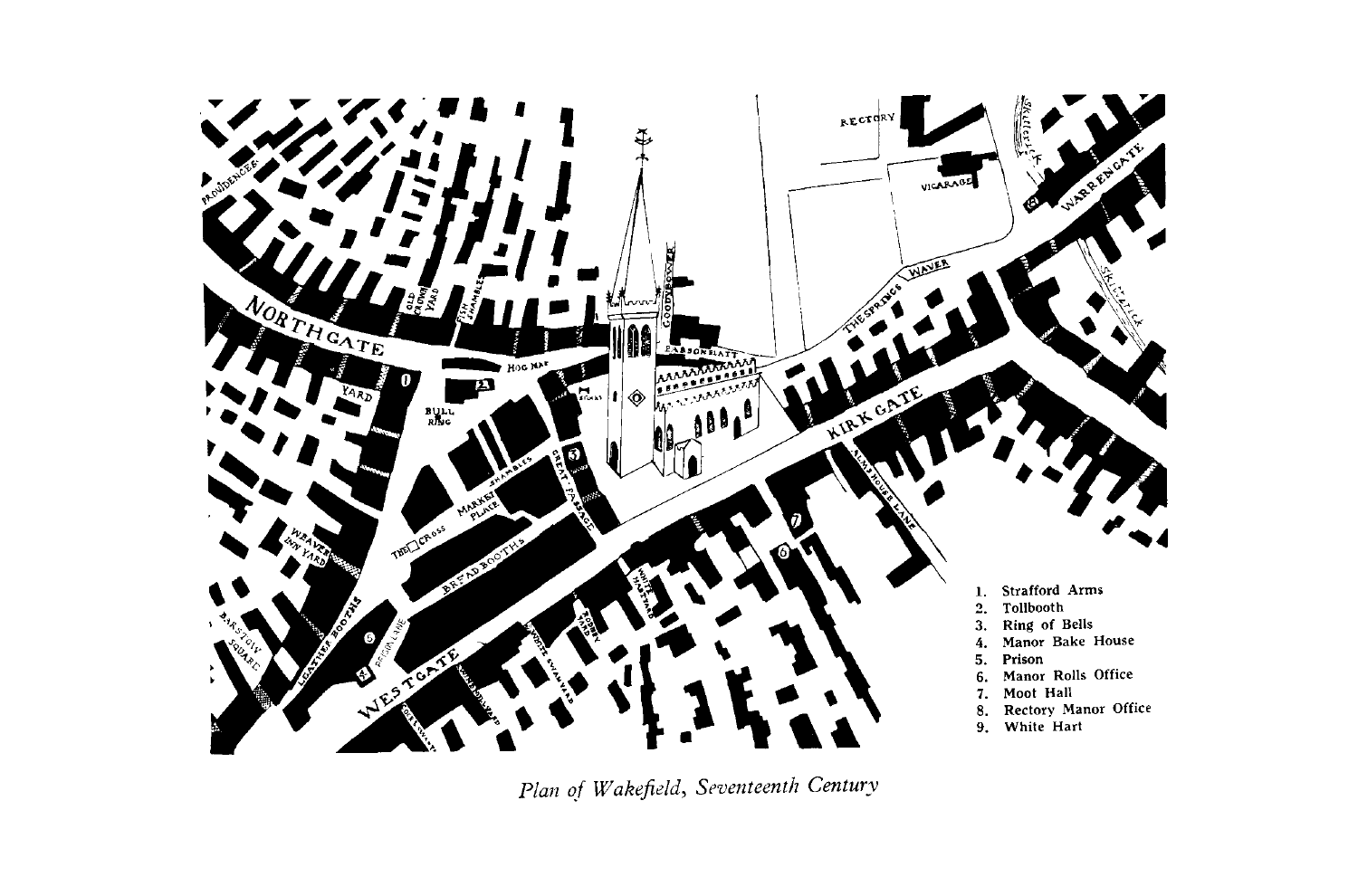1. Strafford Arms
2. Tollbooth
3. Ring of Bells
4. Manor Bake House
5. Prison
6. Manor Rolls Office
7. Moot Hall
8. Rectory Manor Office
9. White Hart

*Plan of Wakefield, Seventeenth Century*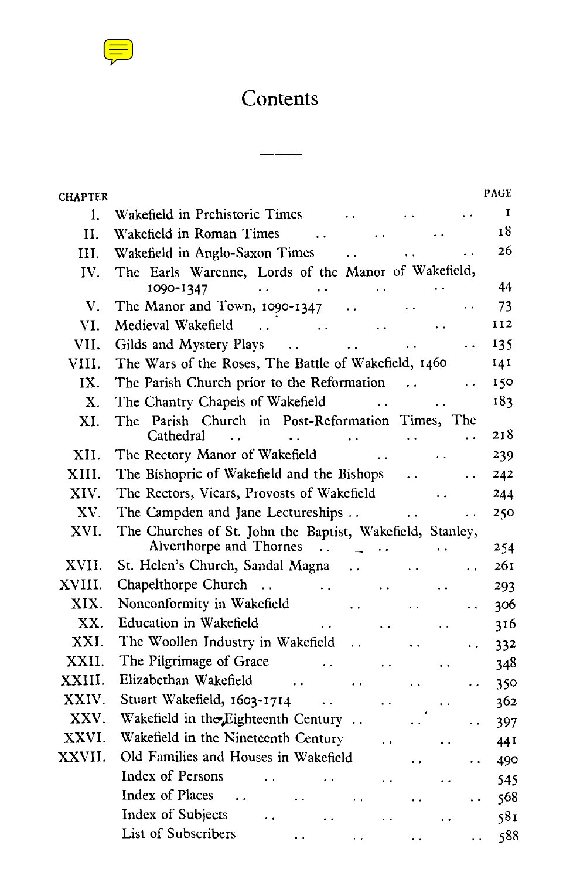# Contents

| CHAPTER | | PAGE |
|---|---|---|
| I. | Wakefield in Prehistoric Times | 1 |
| II. | Wakefield in Roman Times | 18 |
| III. | Wakefield in Anglo-Saxon Times | 26 |
| IV. | The Earls Warenne, Lords of the Manor of Wakefield, 1090-1347 | 44 |
| V. | The Manor and Town, 1090-1347 | 73 |
| VI. | Medieval Wakefield | 112 |
| VII. | Gilds and Mystery Plays | 135 |
| VIII. | The Wars of the Roses, The Battle of Wakefield, 1460 | 141 |
| IX. | The Parish Church prior to the Reformation | 150 |
| X. | The Chantry Chapels of Wakefield | 183 |
| XI. | The Parish Church in Post-Reformation Times, The Cathedral | 218 |
| XII. | The Rectory Manor of Wakefield | 239 |
| XIII. | The Bishopric of Wakefield and the Bishops | 242 |
| XIV. | The Rectors, Vicars, Provosts of Wakefield | 244 |
| XV. | The Campden and Jane Lectureships | 250 |
| XVI. | The Churches of St. John the Baptist, Wakefield, Stanley, Alverthorpe and Thornes | 254 |
| XVII. | St. Helen's Church, Sandal Magna | 261 |
| XVIII. | Chapelthorpe Church | 293 |
| XIX. | Nonconformity in Wakefield | 306 |
| XX. | Education in Wakefield | 316 |
| XXI. | The Woollen Industry in Wakefield | 332 |
| XXII. | The Pilgrimage of Grace | 348 |
| XXIII. | Elizabethan Wakefield | 350 |
| XXIV. | Stuart Wakefield, 1603-1714 | 362 |
| XXV. | Wakefield in the Eighteenth Century | 397 |
| XXVI. | Wakefield in the Nineteenth Century | 441 |
| XXVII. | Old Families and Houses in Wakefield | 490 |
| | Index of Persons | 545 |
| | Index of Places | 568 |
| | Index of Subjects | 581 |
| | List of Subscribers | 588 |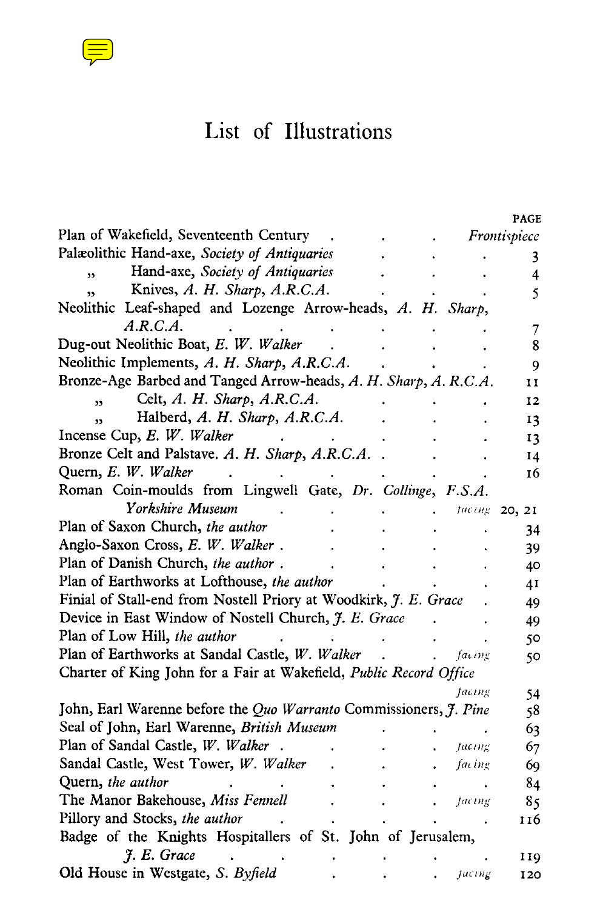# List of Illustrations

| | PAGE |
|---|---|
| Plan of Wakefield, Seventeenth Century | *Frontispiece* |
| Palæolithic Hand-axe, *Society of Antiquaries* | 3 |
| ,, Hand-axe, *Society of Antiquaries* | 4 |
| ,, Knives, *A. H. Sharp, A.R.C.A.* | 5 |
| Neolithic Leaf-shaped and Lozenge Arrow-heads, *A. H. Sharp, A.R.C.A.* | 7 |
| Dug-out Neolithic Boat, *E. W. Walker* | 8 |
| Neolithic Implements, *A. H. Sharp, A.R.C.A.* | 9 |
| Bronze-Age Barbed and Tanged Arrow-heads, *A. H. Sharp, A. R.C.A.* | 11 |
| ,, Celt, *A. H. Sharp, A.R.C.A.* | 12 |
| ,, Halberd, *A. H. Sharp, A.R.C.A.* | 13 |
| Incense Cup, *E. W. Walker* | 13 |
| Bronze Celt and Palstave. *A. H. Sharp, A.R.C.A.* | 14 |
| Quern, *E. W. Walker* | 16 |
| Roman Coin-moulds from Lingwell Gate, *Dr. Collinge, F.S.A. Yorkshire Museum* | *facing* 20, 21 |
| Plan of Saxon Church, *the author* | 34 |
| Anglo-Saxon Cross, *E. W. Walker* | 39 |
| Plan of Danish Church, *the author* | 40 |
| Plan of Earthworks at Lofthouse, *the author* | 41 |
| Finial of Stall-end from Nostell Priory at Woodkirk, *J. E. Grace* | 49 |
| Device in East Window of Nostell Church, *J. E. Grace* | 49 |
| Plan of Low Hill, *the author* | 50 |
| Plan of Earthworks at Sandal Castle, *W. Walker* | *facing* 50 |
| Charter of King John for a Fair at Wakefield, *Public Record Office* | *facing* 54 |
| John, Earl Warenne before the *Quo Warranto* Commissioners, *J. Pine* | 58 |
| Seal of John, Earl Warenne, *British Museum* | 63 |
| Plan of Sandal Castle, *W. Walker* | *facing* 67 |
| Sandal Castle, West Tower, *W. Walker* | *facing* 69 |
| Quern, *the author* | 84 |
| The Manor Bakehouse, *Miss Fennell* | *facing* 85 |
| Pillory and Stocks, *the author* | 116 |
| Badge of the Knights Hospitallers of St. John of Jerusalem, *J. E. Grace* | 119 |
| Old House in Westgate, *S. Byfield* | *facing* 120 |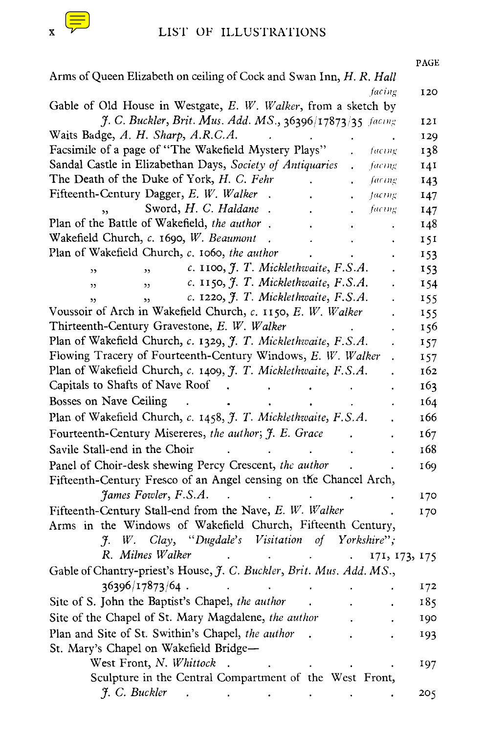# LIST OF ILLUSTRATIONS

| | PAGE |
|---|---|
| Arms of Queen Elizabeth on ceiling of Cock and Swan Inn, *H. R. Hall* *facing* | 120 |
| Gable of Old House in Westgate, *E. W. Walker*, from a sketch by *J. C. Buckler*, *Brit. Mus. Add. MS.*, 36396/17873/35 *facing* | 121 |
| Waits Badge, *A. H. Sharp, A.R.C.A.* | 129 |
| Facsimile of a page of "The Wakefield Mystery Plays" *facing* | 138 |
| Sandal Castle in Elizabethan Days, *Society of Antiquaries* *facing* | 141 |
| The Death of the Duke of York, *H. C. Fehr* *facing* | 143 |
| Fifteenth-Century Dagger, *E. W. Walker* *facing* | 147 |
| ,, Sword, *H. C. Haldane* *facing* | 147 |
| Plan of the Battle of Wakefield, *the author* | 148 |
| Wakefield Church, *c.* 1690, *W. Beaumont* | 151 |
| Plan of Wakefield Church, *c.* 1060, *the author* | 153 |
| ,, ,, *c.* 1100, *J. T. Micklethwaite, F.S.A.* | 153 |
| ,, ,, *c.* 1150, *J. T. Micklethwaite, F.S.A.* | 154 |
| ,, ,, *c.* 1220, *J. T. Micklethwaite, F.S.A.* | 155 |
| Voussoir of Arch in Wakefield Church, *c.* 1150, *E. W. Walker* | 155 |
| Thirteenth-Century Gravestone, *E. W. Walker* | 156 |
| Plan of Wakefield Church, *c.* 1329, *J. T. Micklethwaite, F.S.A.* | 157 |
| Flowing Tracery of Fourteenth-Century Windows, *E. W. Walker* | 157 |
| Plan of Wakefield Church, *c.* 1409, *J. T. Micklethwaite, F.S.A.* | 162 |
| Capitals to Shafts of Nave Roof | 163 |
| Bosses on Nave Ceiling | 164 |
| Plan of Wakefield Church, *c.* 1458, *J. T. Micklethwaite, F.S.A.* | 166 |
| Fourteenth-Century Misereres, *the author*; *J. E. Grace* | 167 |
| Savile Stall-end in the Choir | 168 |
| Panel of Choir-desk shewing Percy Crescent, *the author* | 169 |
| Fifteenth-Century Fresco of an Angel censing on the Chancel Arch, *James Fowler, F.S.A.* | 170 |
| Fifteenth-Century Stall-end from the Nave, *E. W. Walker* | 170 |
| Arms in the Windows of Wakefield Church, Fifteenth Century, *J. W. Clay*, *"Dugdale's Visitation of Yorkshire"*; *R. Milnes Walker* | 171, 173, 175 |
| Gable of Chantry-priest's House, *J. C. Buckler*, *Brit. Mus. Add. MS.*, 36396/17873/64 | 172 |
| Site of S. John the Baptist's Chapel, *the author* | 185 |
| Site of the Chapel of St. Mary Magdalene, *the author* | 190 |
| Plan and Site of St. Swithin's Chapel, *the author* | 193 |
| St. Mary's Chapel on Wakefield Bridge— | |
| West Front, *N. Whittock* | 197 |
| Sculpture in the Central Compartment of the West Front, *J. C. Buckler* | 205 |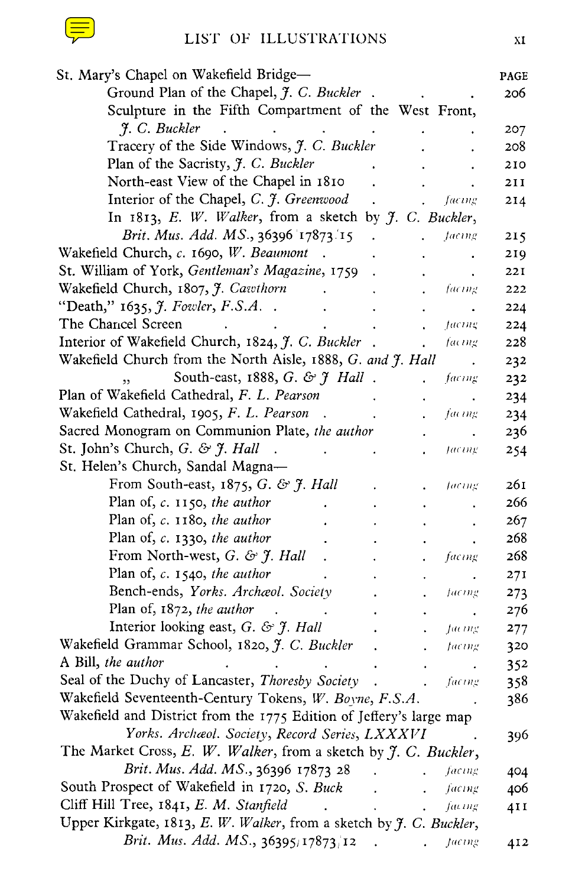| | PAGE |
|---|---|
| St. Mary's Chapel on Wakefield Bridge— | |
| Ground Plan of the Chapel, *J. C. Buckler* | 206 |
| Sculpture in the Fifth Compartment of the West Front, *J. C. Buckler* | 207 |
| Tracery of the Side Windows, *J. C. Buckler* | 208 |
| Plan of the Sacristy, *J. C. Buckler* | 210 |
| North-east View of the Chapel in 1810 | 211 |
| Interior of the Chapel, *C. J. Greenwood* . . *facing* | 214 |
| In 1813, *E. W. Walker*, from a sketch by *J. C. Buckler*, *Brit. Mus. Add. MS.*, 36396 17873 15 . . *facing* | 215 |
| Wakefield Church, *c.* 1690, *W. Beaumont* | 219 |
| St. William of York, *Gentleman's Magazine*, 1759 | 221 |
| Wakefield Church, 1807, *J. Cawthorn* . . *facing* | 222 |
| "Death," 1635, *J. Fowler, F.S.A.* | 224 |
| The Chancel Screen . . *facing* | 224 |
| Interior of Wakefield Church, 1824, *J. C. Buckler* . . *facing* | 228 |
| Wakefield Church from the North Aisle, 1888, *G. and J. Hall* | 232 |
| " South-east, 1888, *G. & J Hall* . . *facing* | 232 |
| Plan of Wakefield Cathedral, *F. L. Pearson* | 234 |
| Wakefield Cathedral, 1905, *F. L. Pearson* . . *facing* | 234 |
| Sacred Monogram on Communion Plate, *the author* | 236 |
| St. John's Church, *G. & J. Hall* . . *facing* | 254 |
| St. Helen's Church, Sandal Magna— | |
| From South-east, 1875, *G. & J. Hall* . . *facing* | 261 |
| Plan of, *c.* 1150, *the author* | 266 |
| Plan of, *c.* 1180, *the author* | 267 |
| Plan of, *c.* 1330, *the author* | 268 |
| From North-west, *G. & J. Hall* . . *facing* | 268 |
| Plan of, *c.* 1540, *the author* | 271 |
| Bench-ends, *Yorks. Archæol. Society* . . *facing* | 273 |
| Plan of, 1872, *the author* | 276 |
| Interior looking east, *G. & J. Hall* . . *facing* | 277 |
| Wakefield Grammar School, 1820, *J. C. Buckler* . . *facing* | 320 |
| A Bill, *the author* | 352 |
| Seal of the Duchy of Lancaster, *Thoresby Society* . . *facing* | 358 |
| Wakefield Seventeenth-Century Tokens, *W. Boyne, F.S.A.* | 386 |
| Wakefield and District from the 1775 Edition of Jeffery's large map *Yorks. Archæol. Society, Record Series, LXXXVI* | 396 |
| The Market Cross, *E. W. Walker*, from a sketch by *J. C. Buckler*, *Brit. Mus. Add. MS.*, 36396 17873 28 . . *facing* | 404 |
| South Prospect of Wakefield in 1720, *S. Buck* . . *facing* | 406 |
| Cliff Hill Tree, 1841, *E. M. Stanfield* . . *facing* | 411 |
| Upper Kirkgate, 1813, *E. W. Walker*, from a sketch by *J. C. Buckler*, *Brit. Mus. Add. MS.*, 36395/17873/12 . . *facing* | 412 |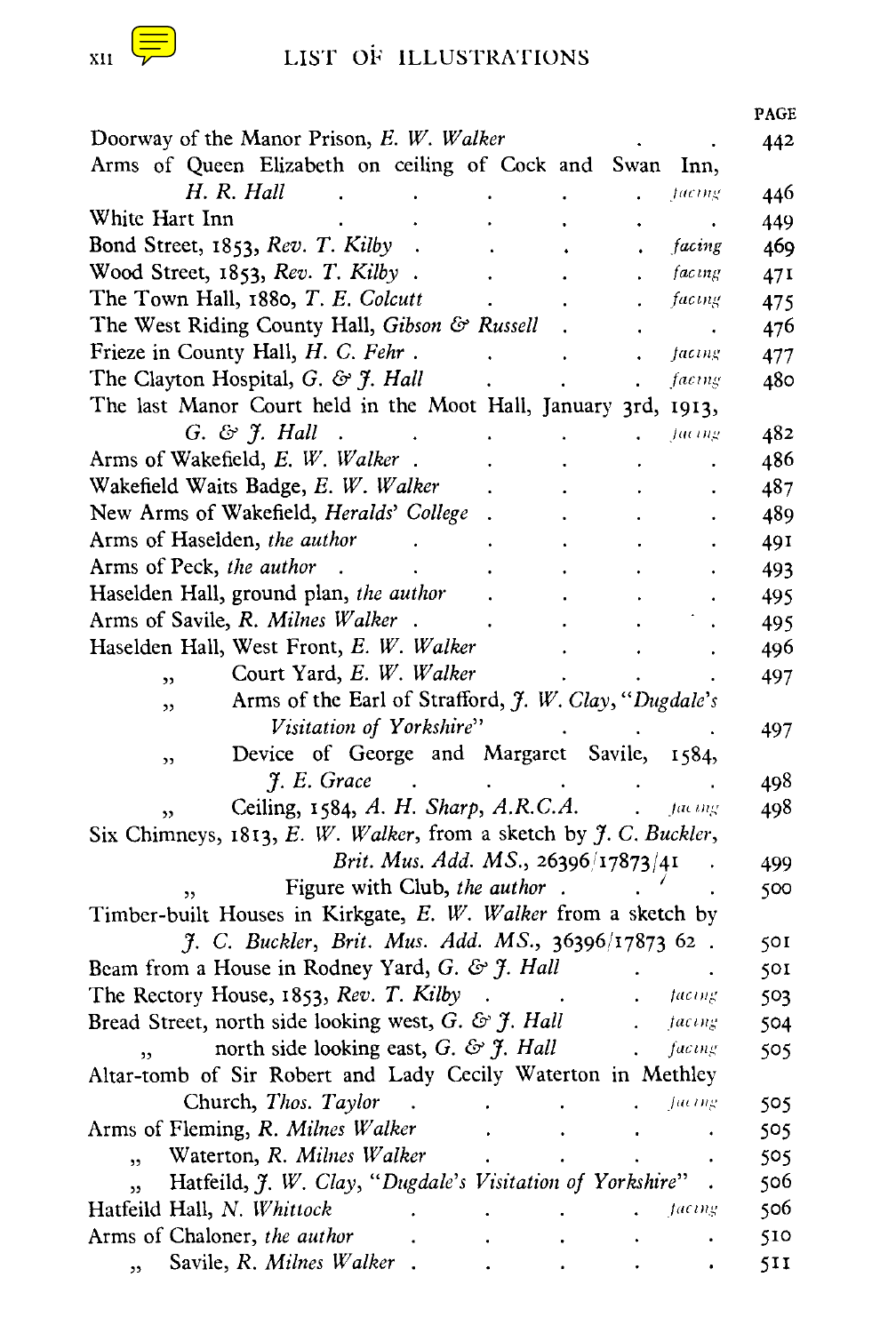# LIST OF ILLUSTRATIONS

| | | PAGE |
|---|---|---|
| Doorway of the Manor Prison, *E. W. Walker* | | 442 |
| Arms of Queen Elizabeth on ceiling of Cock and Swan Inn, *H. R. Hall* | *facing* | 446 |
| White Hart Inn | | 449 |
| Bond Street, 1853, *Rev. T. Kilby* | *facing* | 469 |
| Wood Street, 1853, *Rev. T. Kilby* | *facing* | 471 |
| The Town Hall, 1880, *T. E. Colcutt* | *facing* | 475 |
| The West Riding County Hall, *Gibson & Russell* | | 476 |
| Frieze in County Hall, *H. C. Fehr* | *facing* | 477 |
| The Clayton Hospital, *G. & J. Hall* | *facing* | 480 |
| The last Manor Court held in the Moot Hall, January 3rd, 1913, *G. & J. Hall* | *facing* | 482 |
| Arms of Wakefield, *E. W. Walker* | | 486 |
| Wakefield Waits Badge, *E. W. Walker* | | 487 |
| New Arms of Wakefield, *Heralds' College* | | 489 |
| Arms of Haselden, *the author* | | 491 |
| Arms of Peck, *the author* | | 493 |
| Haselden Hall, ground plan, *the author* | | 495 |
| Arms of Savile, *R. Milnes Walker* | | 495 |
| Haselden Hall, West Front, *E. W. Walker* | | 496 |
| ,, Court Yard, *E. W. Walker* | | 497 |
| ,, Arms of the Earl of Strafford, *J. W. Clay, "Dugdale's Visitation of Yorkshire"* | | 497 |
| ,, Device of George and Margaret Savile, 1584, *J. E. Grace* | | 498 |
| ,, Ceiling, 1584, *A. H. Sharp, A.R.C.A.* | *facing* | 498 |
| Six Chimneys, 1813, *E. W. Walker*, from a sketch by *J. C. Buckler, Brit. Mus. Add. MS.*, 26396/17873/41 | | 499 |
| ,, Figure with Club, *the author* | | 500 |
| Timber-built Houses in Kirkgate, *E. W. Walker* from a sketch by *J. C. Buckler, Brit. Mus. Add. MS.*, 36396/17873 62 | | 501 |
| Beam from a House in Rodney Yard, *G. & J. Hall* | | 501 |
| The Rectory House, 1853, *Rev. T. Kilby* | *facing* | 503 |
| Bread Street, north side looking west, *G. & J. Hall* | *facing* | 504 |
| ,, north side looking east, *G. & J. Hall* | *facing* | 505 |
| Altar-tomb of Sir Robert and Lady Cecily Waterton in Methley Church, *Thos. Taylor* | *facing* | 505 |
| Arms of Fleming, *R. Milnes Walker* | | 505 |
| ,, Waterton, *R. Milnes Walker* | | 505 |
| ,, Hatfeild, *J. W. Clay, "Dugdale's Visitation of Yorkshire"* | | 506 |
| Hatfeild Hall, *N. Whittock* | *facing* | 506 |
| Arms of Chaloner, *the author* | | 510 |
| ,, Savile, *R. Milnes Walker* | | 511 |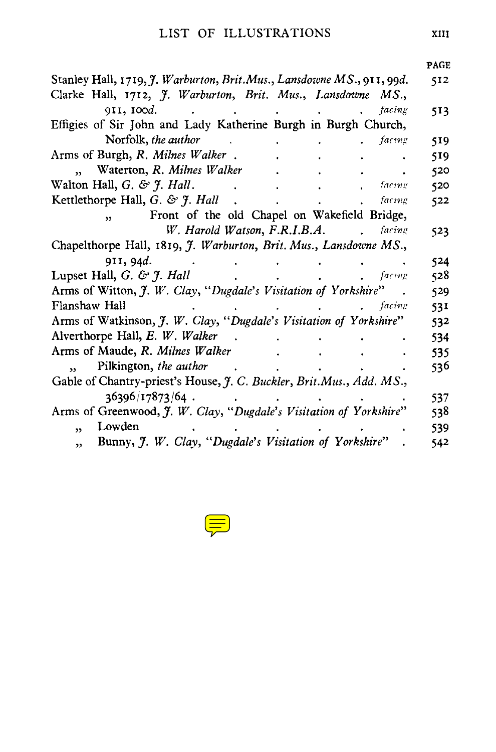| | PAGE |
|---|---|
| Stanley Hall, 1719, *J. Warburton, Brit.Mus., Lansdowne MS.*, 911, 99*d.* | 512 |
| Clarke Hall, 1712, *J. Warburton, Brit. Mus., Lansdowne MS.*, 911, 100*d.* . . . . . . *facing* | 513 |
| Effigies of Sir John and Lady Katherine Burgh in Burgh Church, Norfolk, *the author* . . . . . *facing* | 519 |
| Arms of Burgh, *R. Milnes Walker* . . . . . . | 519 |
| „ Waterton, *R. Milnes Walker* . . . . . . | 520 |
| Walton Hall, *G. & J. Hall.* . . . . . *facing* | 520 |
| Kettlethorpe Hall, *G. & J. Hall* . . . . . *facing* | 522 |
| „ Front of the old Chapel on Wakefield Bridge, *W. Harold Watson, F.R.I.B.A.* . *facing* | 523 |
| Chapelthorpe Hall, 1819, *J. Warburton, Brit. Mus., Lansdowne MS.*, 911, 94*d.* . . . . . . . . | 524 |
| Lupset Hall, *G. & J. Hall* . . . . . *facing* | 528 |
| Arms of Witton, *J. W. Clay, "Dugdale's Visitation of Yorkshire"* . | 529 |
| Flanshaw Hall . . . . . *facing* | 531 |
| Arms of Watkinson, *J. W. Clay, "Dugdale's Visitation of Yorkshire"* | 532 |
| Alverthorpe Hall, *E. W. Walker* . . . . . . | 534 |
| Arms of Maude, *R. Milnes Walker* . . . . . . | 535 |
| „ Pilkington, *the author* . . . . . . | 536 |
| Gable of Chantry-priest's House, *J. C. Buckler, Brit.Mus., Add. MS.*, 36396/17873/64 . . . . . . | 537 |
| Arms of Greenwood, *J. W. Clay, "Dugdale's Visitation of Yorkshire"* | 538 |
| „ Lowden . . . . . . . | 539 |
| „ Bunny, *J. W. Clay, "Dugdale's Visitation of Yorkshire"* . | 542 |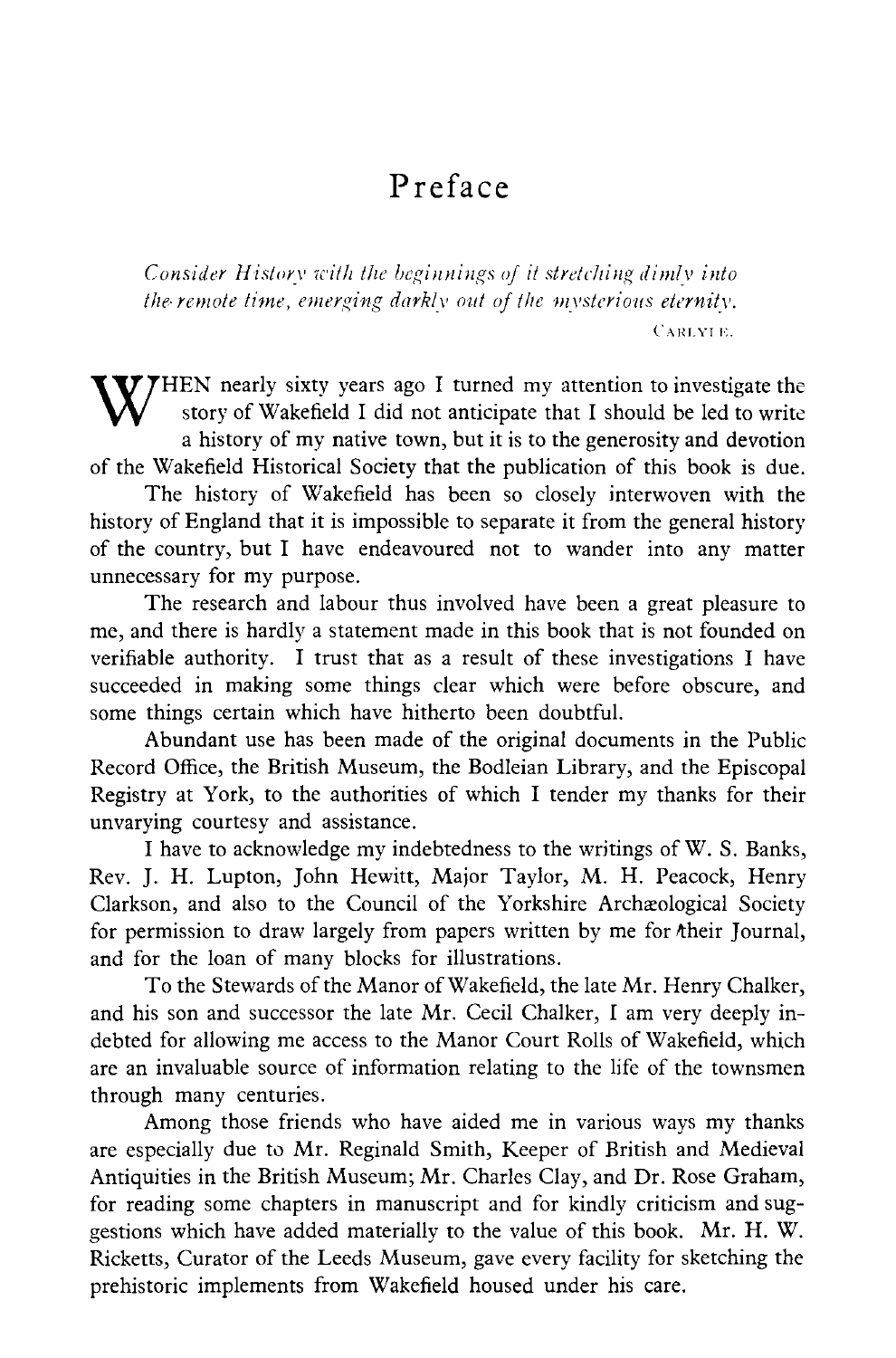# Preface

*Consider History with the beginnings of it stretching dimly into the remote time, emerging darkly out of the mysterious eternity.*

CARLYLE.

WHEN nearly sixty years ago I turned my attention to investigate the story of Wakefield I did not anticipate that I should be led to write a history of my native town, but it is to the generosity and devotion of the Wakefield Historical Society that the publication of this book is due.

The history of Wakefield has been so closely interwoven with the history of England that it is impossible to separate it from the general history of the country, but I have endeavoured not to wander into any matter unnecessary for my purpose.

The research and labour thus involved have been a great pleasure to me, and there is hardly a statement made in this book that is not founded on verifiable authority. I trust that as a result of these investigations I have succeeded in making some things clear which were before obscure, and some things certain which have hitherto been doubtful.

Abundant use has been made of the original documents in the Public Record Office, the British Museum, the Bodleian Library, and the Episcopal Registry at York, to the authorities of which I tender my thanks for their unvarying courtesy and assistance.

I have to acknowledge my indebtedness to the writings of W. S. Banks, Rev. J. H. Lupton, John Hewitt, Major Taylor, M. H. Peacock, Henry Clarkson, and also to the Council of the Yorkshire Archæological Society for permission to draw largely from papers written by me for their Journal, and for the loan of many blocks for illustrations.

To the Stewards of the Manor of Wakefield, the late Mr. Henry Chalker, and his son and successor the late Mr. Cecil Chalker, I am very deeply indebted for allowing me access to the Manor Court Rolls of Wakefield, which are an invaluable source of information relating to the life of the townsmen through many centuries.

Among those friends who have aided me in various ways my thanks are especially due to Mr. Reginald Smith, Keeper of British and Medieval Antiquities in the British Museum; Mr. Charles Clay, and Dr. Rose Graham, for reading some chapters in manuscript and for kindly criticism and suggestions which have added materially to the value of this book. Mr. H. W. Ricketts, Curator of the Leeds Museum, gave every facility for sketching the prehistoric implements from Wakefield housed under his care.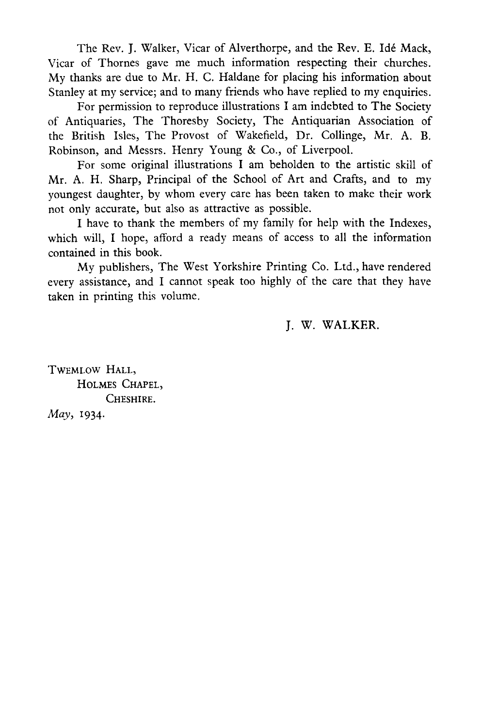The Rev. J. Walker, Vicar of Alverthorpe, and the Rev. E. Idé Mack, Vicar of Thornes gave me much information respecting their churches. My thanks are due to Mr. H. C. Haldane for placing his information about Stanley at my service; and to many friends who have replied to my enquiries.

For permission to reproduce illustrations I am indebted to The Society of Antiquaries, The Thoresby Society, The Antiquarian Association of the British Isles, The Provost of Wakefield, Dr. Collinge, Mr. A. B. Robinson, and Messrs. Henry Young & Co., of Liverpool.

For some original illustrations I am beholden to the artistic skill of Mr. A. H. Sharp, Principal of the School of Art and Crafts, and to my youngest daughter, by whom every care has been taken to make their work not only accurate, but also as attractive as possible.

I have to thank the members of my family for help with the Indexes, which will, I hope, afford a ready means of access to all the information contained in this book.

My publishers, The West Yorkshire Printing Co. Ltd., have rendered every assistance, and I cannot speak too highly of the care that they have taken in printing this volume.

J. W. WALKER.

TWEMLOW HALL,
HOLMES CHAPEL,
CHESHIRE.
*May*, 1934.